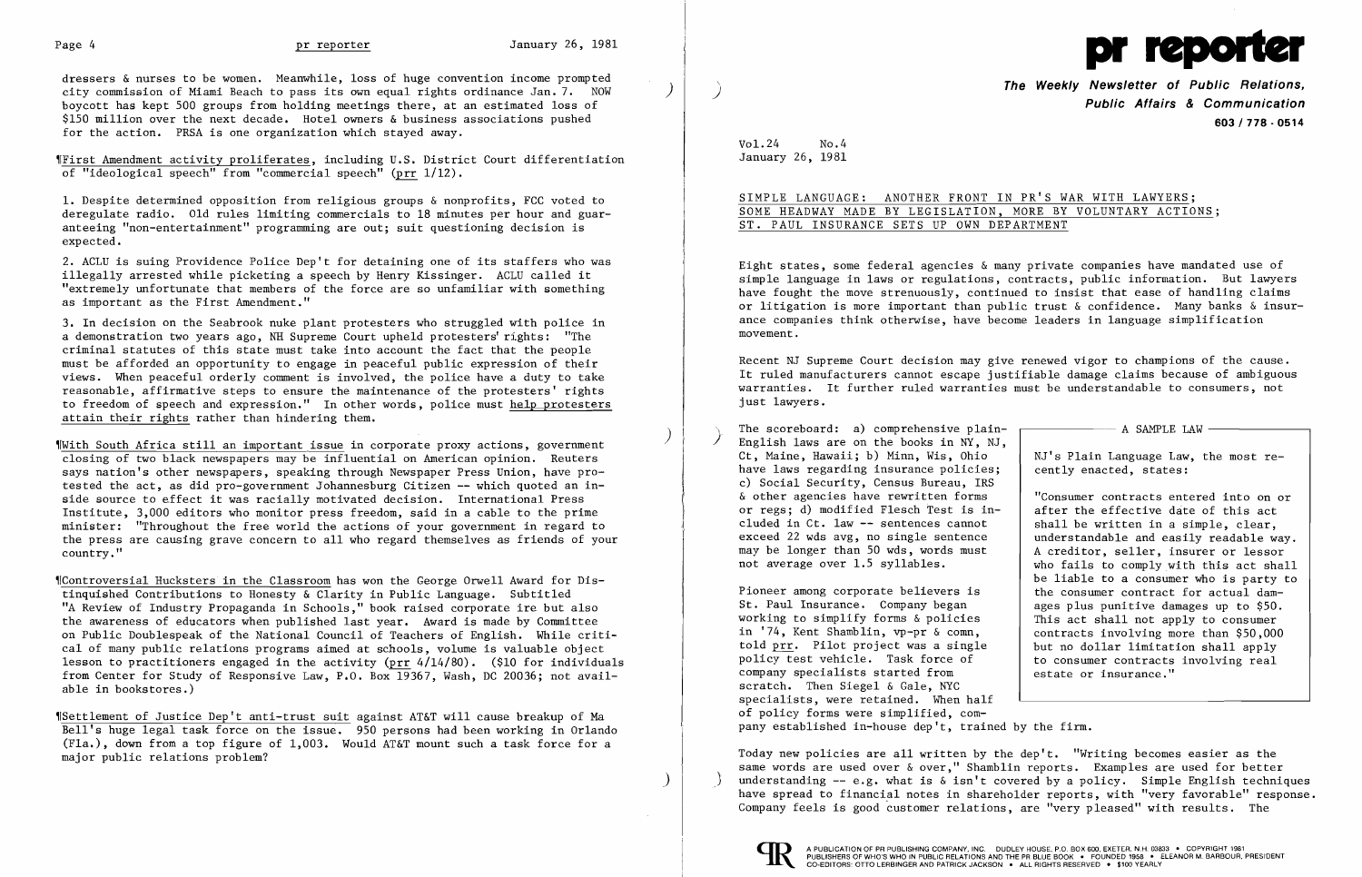dressers & nurses to be women. Meanwhile, loss of huge convention income prompted city commission of Miami Beach to pass its own equal rights ordinance Jan. 7. NOW boycott has kept 500 groups from holding meetings there, at an estimated loss of $150 million over the next decade. Hotel owners & business associations pushed for the action. PRSA is one organization which stayed away.

¶First Amendment activity proliferates, including U.S. District Court differentiation of "ideological speech" from "commercial speech" (prr 1/12).

1. Despite determined opposition from religious groups & nonprofits, FCC voted to deregulate radio. Old rules limiting commercials to 18 minutes per hour and guaranteeing "non-entertainment" programming are out; suit questioning decision is expected.

2. ACLU is suing Providence Police Dep't for detaining one of its staffers who was illegally arrested while picketing a speech by Henry Kissinger. ACLU called it "extremely unfortunate that members of the force are so unfamiliar with something as important as the First Amendment."

3. In decision on the Seabrook nuke plant protesters who struggled with police in a demonstration two years ago, NH Supreme Court upheld protesters' rights: "The criminal statutes of this state must take into account the fact that the people must be afforded an opportunity to engage in peaceful public expression of their views. When peaceful orderly comment is involved, the police have a duty to take reasonable, affirmative steps to ensure the maintenance of the protesters' rights to freedom of speech and expression." In other words, police must help protesters attain their rights rather than hindering them.

¶With South Africa still an important issue in corporate proxy actions, government closing of two black newspapers may be influential on American opinion. Reuters says nation's other newspapers, speaking through Newspaper Press Union, have protested the act, as did pro-government Johannesburg Citizen -- which quoted an inside source to effect it was racially motivated decision. International Press Institute, 3,000 editors who monitor press freedom, said in a cable to the prime minister: "Throughout the free world the actions of your government in regard to the press are causing grave concern to all who regard themselves as friends of your country."

¶Controversial Hucksters in the Classroom has won the George Orwell Award for Distinguished Contributions to Honesty & Clarity in Public Language. Subtitled "A Review of Industry Propaganda in Schools," book raised corporate ire but also the awareness of educators when published last year. Award is made by Committee on Public Doublespeak of the National Council of Teachers of English. While critical of many public relations programs aimed at schools, volume is valuable object lesson to practitioners engaged in the activity (prr 4/14/80). ($10 for individuals from Center for Study of Responsive Law, P.O. Box 19367, Wash, DC 20036; not available in bookstores.)

¶Settlement of Justice Dep't anti-trust suit against AT&T will cause breakup of Ma Bell's huge legal task force on the issue. 950 persons had been working in Orlando (Fla.), down from a top figure of 1,003. Would AT&T mount such a task force for a major public relations problem?

# pr reporter

**The Weekly Newsletter of Public Relations, Public Affairs & Communication**
**603 / 778 - 0514**

Vol.24 No.4
January 26, 1981

## SIMPLE LANGUAGE: ANOTHER FRONT IN PR'S WAR WITH LAWYERS; SOME HEADWAY MADE BY LEGISLATION, MORE BY VOLUNTARY ACTIONS; ST. PAUL INSURANCE SETS UP OWN DEPARTMENT

Eight states, some federal agencies & many private companies have mandated use of simple language in laws or regulations, contracts, public information. But lawyers have fought the move strenuously, continued to insist that ease of handling claims or litigation is more important than public trust & confidence. Many banks & insurance companies think otherwise, have become leaders in language simplification movement.

Recent NJ Supreme Court decision may give renewed vigor to champions of the cause. It ruled manufacturers cannot escape justifiable damage claims because of ambiguous warranties. It further ruled warranties must be understandable to consumers, not just lawyers.

The scoreboard: a) comprehensive plain-English laws are on the books in NY, NJ, Ct, Maine, Hawaii; b) Minn, Wis, Ohio have laws regarding insurance policies; c) Social Security, Census Bureau, IRS & other agencies have rewritten forms or regs; d) modified Flesch Test is included in Ct. law -- sentences cannot exceed 22 wds avg, no single sentence may be longer than 50 wds, words must not average over 1.5 syllables.

> **A SAMPLE LAW**
>
> NJ's Plain Language Law, the most recently enacted, states:
>
> "Consumer contracts entered into on or after the effective date of this act shall be written in a simple, clear, understandable and easily readable way. A creditor, seller, insurer or lessor who fails to comply with this act shall be liable to a consumer who is party to the consumer contract for actual damages plus punitive damages up to $50. This act shall not apply to consumer contracts involving more than $50,000 but no dollar limitation shall apply to consumer contracts involving real estate or insurance."

Pioneer among corporate believers is St. Paul Insurance. Company began working to simplify forms & policies in '74, Kent Shamblin, vp-pr & comn, told prr. Pilot project was a single policy test vehicle. Task force of company specialists started from scratch. Then Siegel & Gale, NYC specialists, were retained. When half of policy forms were simplified, company established in-house dep't, trained by the firm.

Today new policies are all written by the dep't. "Writing becomes easier as the same words are used over & over," Shamblin reports. Examples are used for better understanding -- e.g. what is & isn't covered by a policy. Simple English techniques have spread to financial notes in shareholder reports, with "very favorable" response. Company feels is good customer relations, are "very pleased" with results. The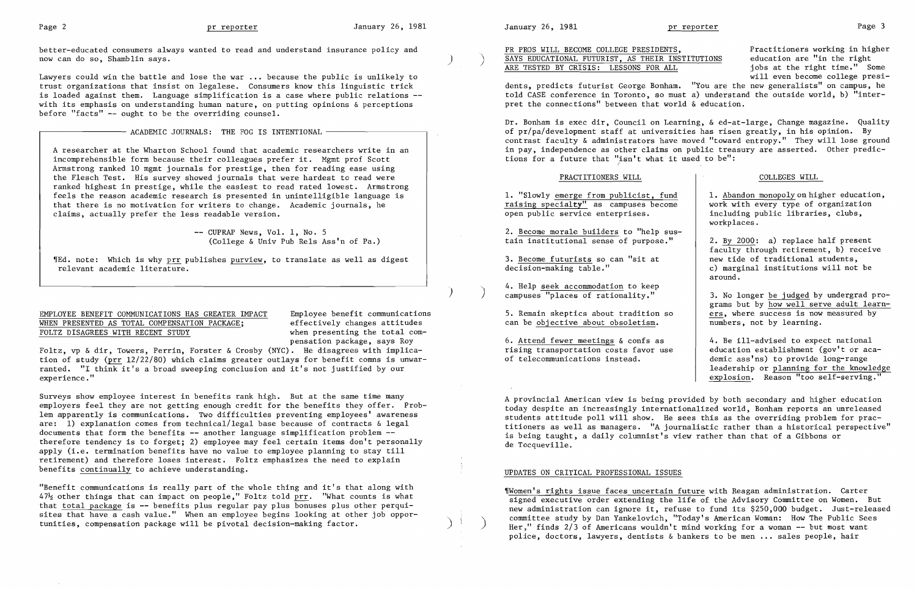better-educated consumers always wanted to read and understand insurance policy and now can do so, Shamblin says.

Lawyers could win the battle and lose the war ... because the public is unlikely to trust organizations that insist on legalese. Consumers know this linguistic trick is loaded against them. Language simplification is a case where public relations -- with its emphasis on understanding human nature, on putting opinions & perceptions before "facts" -- ought to be the overriding counsel.

### ACADEMIC JOURNALS: THE FOG IS INTENTIONAL

A researcher at the Wharton School found that academic researchers write in an incomprehensible form because their colleagues prefer it. Mgmt prof Scott Armstrong ranked 10 mgmt journals for prestige, then for reading ease using the Flesch Test. His survey showed journals that were hardest to read were ranked highest in prestige, while the easiest to read rated lowest. Armstrong feels the reason academic research is presented in unintelligible language is that there is no motivation for writers to change. Academic journals, he claims, actually prefer the less readable version.

-- CUPRAP News, Vol. 1, No. 5 (College & Univ Pub Rels Ass'n of Pa.)

¶Ed. note: Which is why prr publishes purview, to translate as well as digest relevant academic literature.

### EMPLOYEE BENEFIT COMMUNICATIONS HAS GREATER IMPACT WHEN PRESENTED AS TOTAL COMPENSATION PACKAGE; FOLTZ DISAGREES WITH RECENT STUDY

Employee benefit communications effectively changes attitudes when presenting the total compensation package, says Roy Foltz, vp & dir, Towers, Perrin, Forster & Crosby (NYC). He disagrees with implication of study (prr 12/22/80) which claims greater outlays for benefit comns is unwarranted. "I think it's a broad sweeping conclusion and it's not justified by our experience."

Surveys show employee interest in benefits rank high. But at the same time many employers feel they are not getting enough credit for the benefits they offer. Problem apparently is communications. Two difficulties preventing employees' awareness are: 1) explanation comes from technical/legal base because of contracts & legal documents that form the benefits -- another language simplification problem -- therefore tendency is to forget; 2) employee may feel certain items don't personally apply (i.e. termination benefits have no value to employee planning to stay till retirement) and therefore loses interest. Foltz emphasizes the need to explain benefits continually to achieve understanding.

"Benefit communications is really part of the whole thing and it's that along with 47½ other things that can impact on people," Foltz told prr. "What counts is what that total package is -- benefits plus regular pay plus bonuses plus other perquisites that have a cash value." When an employee begins looking at other job opportunities, compensation package will be pivotal decision-making factor.

### PR PROS WILL BECOME COLLEGE PRESIDENTS, SAYS EDUCATIONAL FUTURIST, AS THEIR INSTITUTIONS ARE TESTED BY CRISIS: LESSONS FOR ALL

Practitioners working in higher education are "in the right jobs at the right time." Some will even become college presidents, predicts futurist George Bonham. "You are the new generalists" on campus, he told CASE conference in Toronto, so must a) understand the outside world, b) "interpret the connections" between that world & education.

Dr. Bonham is exec dir, Council on Learning, & ed-at-large, Change magazine. Quality of pr/pa/development staff at universities has risen greatly, in his opinion. By contrast faculty & administrators have moved "toward entropy." They will lose ground in pay, independence as other claims on public treasury are asserted. Other predictions for a future that "isn't what it used to be":

| PRACTITIONERS WILL | COLLEGES WILL |
|---|---|
| 1. "Slowly emerge from publicist, fund raising specialty" as campuses become open public service enterprises. | 1. Abandon monopoly on higher education, work with every type of organization including public libraries, clubs, workplaces. |
| 2. Become morale builders to "help sustain institutional sense of purpose." | 2. By 2000: a) replace half present faculty through retirement, b) receive new tide of traditional students, c) marginal institutions will not be around. |
| 3. Become futurists so can "sit at decision-making table." | 3. No longer be judged by undergrad programs but by how well serve adult learners, where success is now measured by numbers, not by learning. |
| 4. Help seek accommodation to keep campuses "places of rationality." | 4. Be ill-advised to expect national education establishment (gov't or academic ass'ns) to provide long-range leadership or planning for the knowledge explosion. Reason "too self-serving." |
| 5. Remain skeptics about tradition so can be objective about obsoletism. | |
| 6. Attend fewer meetings & confs as rising transportation costs favor use of telecommunications instead. | |

A provincial American view is being provided by both secondary and higher education today despite an increasingly internationalized world, Bonham reports an unreleased students attitude poll will show. He sees this as the overriding problem for practitioners as well as managers. "A journalistic rather than a historical perspective" is being taught, a daily columnist's view rather than that of a Gibbons or de Tocqueville.

### UPDATES ON CRITICAL PROFESSIONAL ISSUES

¶Women's rights issue faces uncertain future with Reagan administration. Carter signed executive order extending the life of the Advisory Committee on Women. But new administration can ignore it, refuse to fund its $250,000 budget. Just-released committee study by Dan Yankelovich, "Today's American Woman: How The Public Sees Her," finds 2/3 of Americans wouldn't mind working for a woman -- but most want police, doctors, lawyers, dentists & bankers to be men ... sales people, hair